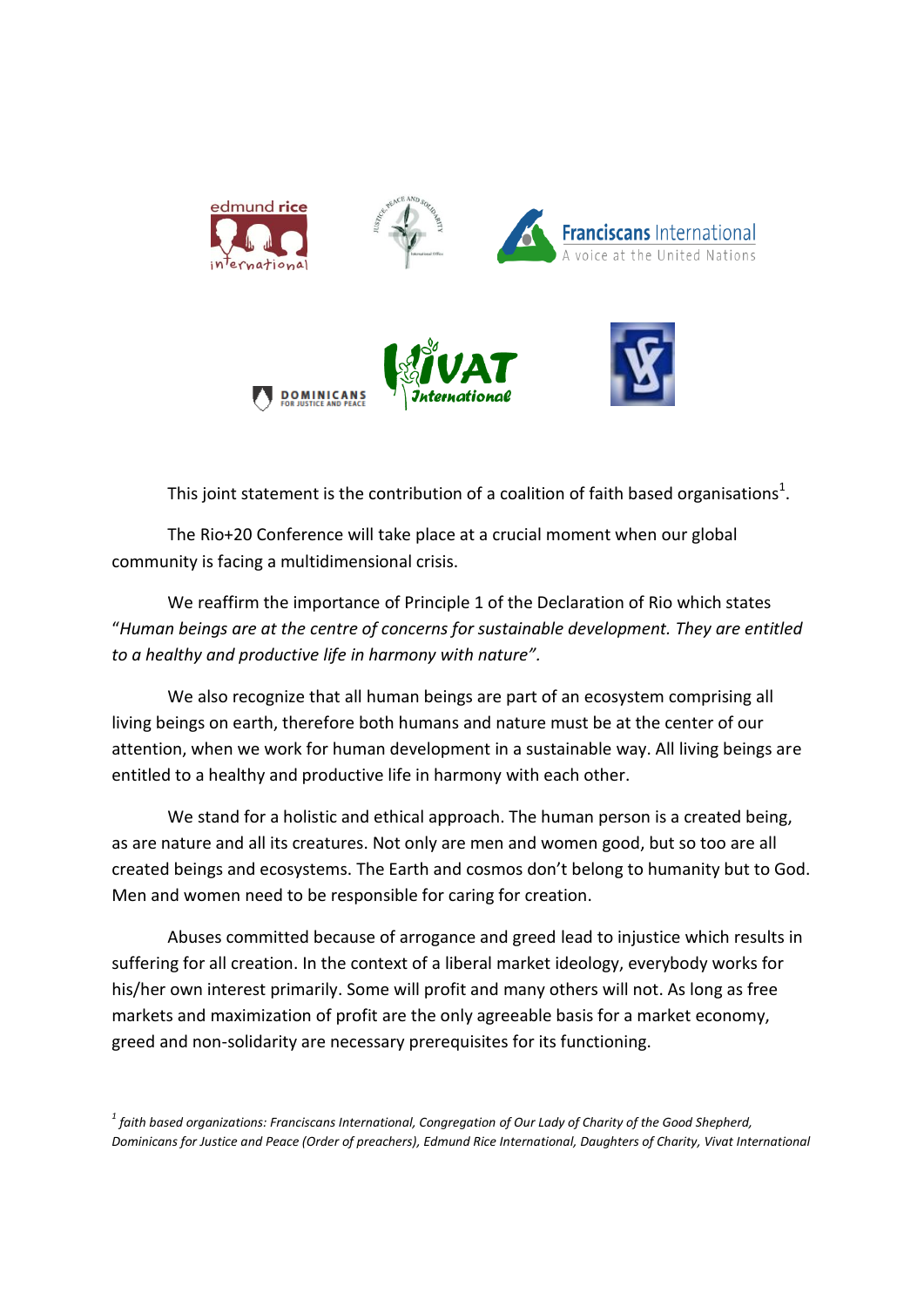This joint statement is the contribution of a coalition of faith based organisations[1].

The Rio+20 Conference will take place at a crucial moment when our global community is facing a multidimensional crisis.

We reaffirm the importance of Principle 1 of the Declaration of Rio which states "*Human beings are at the centre of concerns for sustainable development. They are entitled to a healthy and productive life in harmony with nature".*

We also recognize that all human beings are part of an ecosystem comprising all living beings on earth, therefore both humans and nature must be at the center of our attention, when we work for human development in a sustainable way. All living beings are entitled to a healthy and productive life in harmony with each other.

We stand for a holistic and ethical approach. The human person is a created being, as are nature and all its creatures. Not only are men and women good, but so too are all created beings and ecosystems. The Earth and cosmos don't belong to humanity but to God. Men and women need to be responsible for caring for creation.

Abuses committed because of arrogance and greed lead to injustice which results in suffering for all creation. In the context of a liberal market ideology, everybody works for his/her own interest primarily. Some will profit and many others will not. As long as free markets and maximization of profit are the only agreeable basis for a market economy, greed and non-solidarity are necessary prerequisites for its functioning.

[1] *faith based organizations: Franciscans International, Congregation of Our Lady of Charity of the Good Shepherd, Dominicans for Justice and Peace (Order of preachers), Edmund Rice International, Daughters of Charity, Vivat International*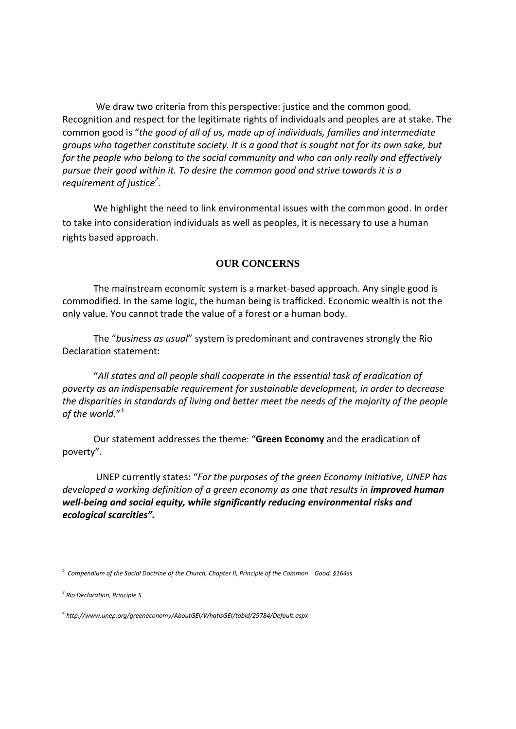We draw two criteria from this perspective: justice and the common good. Recognition and respect for the legitimate rights of individuals and peoples are at stake. The common good is "*the good of all of us, made up of individuals, families and intermediate groups who together constitute society. It is a good that is sought not for its own sake, but for the people who belong to the social community and who can only really and effectively pursue their good within it. To desire the common good and strive towards it is a requirement of justice*[2].

We highlight the need to link environmental issues with the common good. In order to take into consideration individuals as well as peoples, it is necessary to use a human rights based approach.

## OUR CONCERNS

The mainstream economic system is a market-based approach. Any single good is commodified. In the same logic, the human being is trafficked. Economic wealth is not the only value. You cannot trade the value of a forest or a human body.

The "*business as usual*" system is predominant and contravenes strongly the Rio Declaration statement:

"*All states and all people shall cooperate in the essential task of eradication of poverty as an indispensable requirement for sustainable development, in order to decrease the disparities in standards of living and better meet the needs of the majority of the people of the world*."[3]

Our statement addresses the theme: "**Green Economy** and the eradication of poverty".

UNEP currently states: "*For the purposes of the green Economy Initiative, UNEP has developed a working definition of a green economy as one that results in **improved human well-being and social equity, while significantly reducing environmental risks and ecological scarcities".***

---

[2] *Compendium of the Social Doctrine of the Church, Chapter II, Principle of the Common Good, §164ss*

[3] *Rio Declaration, Principle 5*

[4] *http://www.unep.org/greeneconomy/AboutGEI/WhatisGEI/tabid/29784/Default.aspx*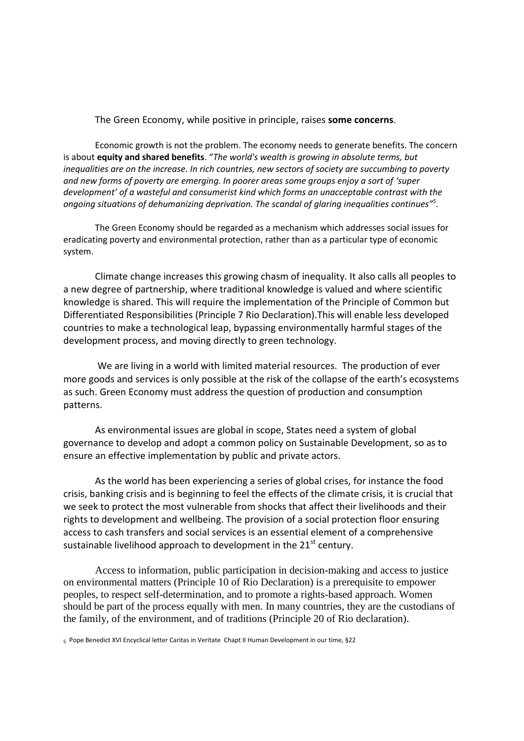The Green Economy, while positive in principle, raises **some concerns**.

Economic growth is not the problem. The economy needs to generate benefits. The concern is about **equity and shared benefits**. "*The world's wealth is growing in absolute terms, but inequalities are on the increase. In rich countries, new sectors of society are succumbing to poverty and new forms of poverty are emerging. In poorer areas some groups enjoy a sort of 'super development' of a wasteful and consumerist kind which forms an unacceptable contrast with the ongoing situations of dehumanizing deprivation. The scandal of glaring inequalities continues*"[5].

The Green Economy should be regarded as a mechanism which addresses social issues for eradicating poverty and environmental protection, rather than as a particular type of economic system.

Climate change increases this growing chasm of inequality. It also calls all peoples to a new degree of partnership, where traditional knowledge is valued and where scientific knowledge is shared. This will require the implementation of the Principle of Common but Differentiated Responsibilities (Principle 7 Rio Declaration).This will enable less developed countries to make a technological leap, bypassing environmentally harmful stages of the development process, and moving directly to green technology.

We are living in a world with limited material resources. The production of ever more goods and services is only possible at the risk of the collapse of the earth's ecosystems as such. Green Economy must address the question of production and consumption patterns.

As environmental issues are global in scope, States need a system of global governance to develop and adopt a common policy on Sustainable Development, so as to ensure an effective implementation by public and private actors.

As the world has been experiencing a series of global crises, for instance the food crisis, banking crisis and is beginning to feel the effects of the climate crisis, it is crucial that we seek to protect the most vulnerable from shocks that affect their livelihoods and their rights to development and wellbeing. The provision of a social protection floor ensuring access to cash transfers and social services is an essential element of a comprehensive sustainable livelihood approach to development in the 21st century.

Access to information, public participation in decision-making and access to justice on environmental matters (Principle 10 of Rio Declaration) is a prerequisite to empower peoples, to respect self-determination, and to promote a rights-based approach. Women should be part of the process equally with men. In many countries, they are the custodians of the family, of the environment, and of traditions (Principle 20 of Rio declaration).

[5] Pope Benedict XVI Encyclical letter Caritas in Veritate Chapt II Human Development in our time, §22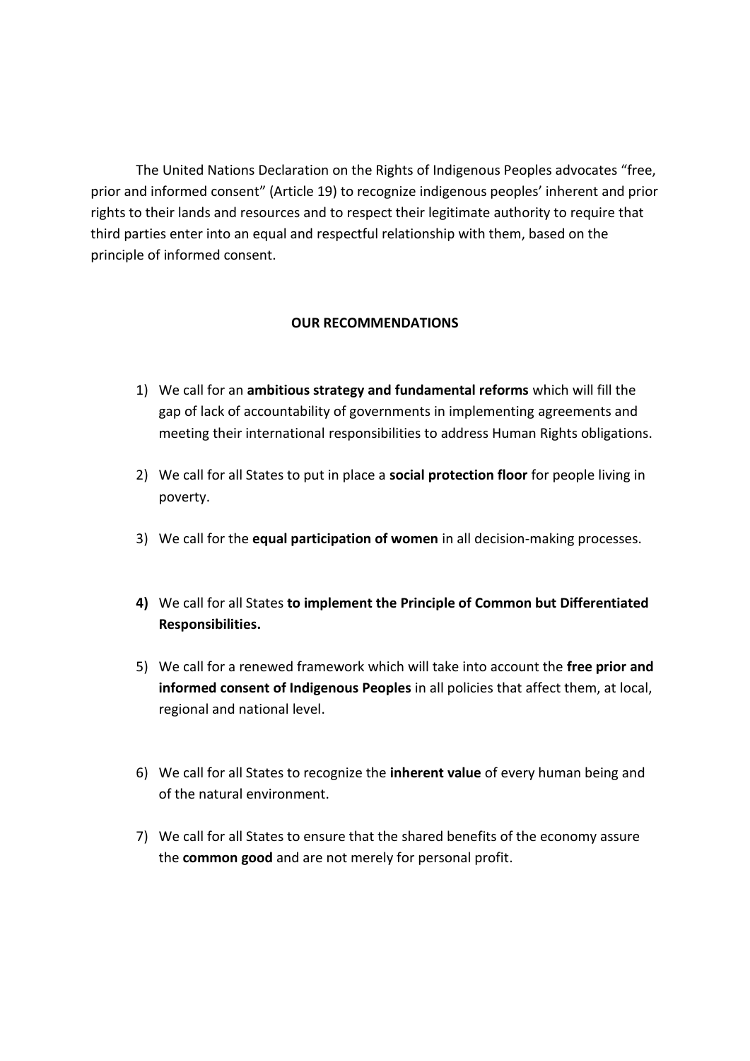The United Nations Declaration on the Rights of Indigenous Peoples advocates "free, prior and informed consent" (Article 19) to recognize indigenous peoples' inherent and prior rights to their lands and resources and to respect their legitimate authority to require that third parties enter into an equal and respectful relationship with them, based on the principle of informed consent.

**OUR RECOMMENDATIONS**

1) We call for an **ambitious strategy and fundamental reforms** which will fill the gap of lack of accountability of governments in implementing agreements and meeting their international responsibilities to address Human Rights obligations.
2) We call for all States to put in place a **social protection floor** for people living in poverty.
3) We call for the **equal participation of women** in all decision-making processes.
4) We call for all States **to implement the Principle of Common but Differentiated Responsibilities.**
5) We call for a renewed framework which will take into account the **free prior and informed consent of Indigenous Peoples** in all policies that affect them, at local, regional and national level.
6) We call for all States to recognize the **inherent value** of every human being and of the natural environment.
7) We call for all States to ensure that the shared benefits of the economy assure the **common good** and are not merely for personal profit.